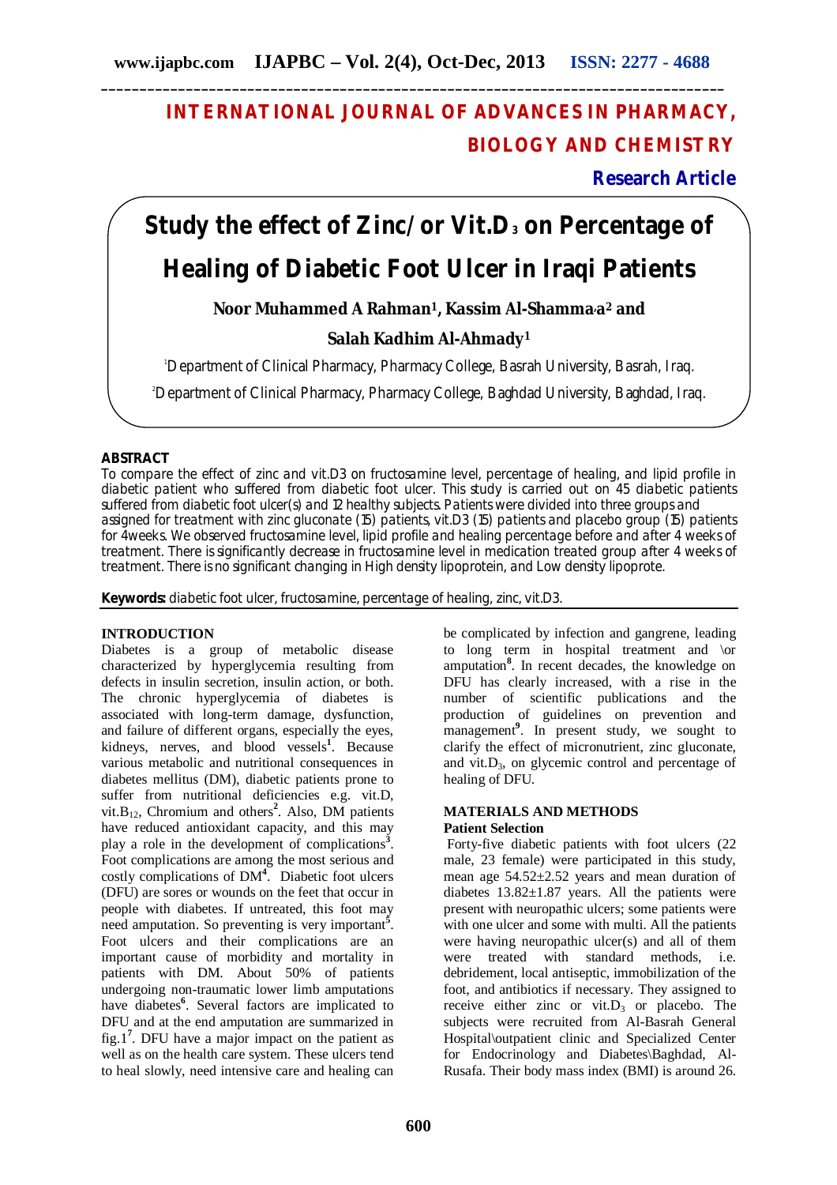# INTERNATIONAL JOURNAL OF ADVANCES IN PHARMACY, BIOLOGY AND CHEMISTRY

**Research Article**

# Study the effect of Zinc/or Vit.D$_3$ on Percentage of Healing of Diabetic Foot Ulcer in Iraqi Patients

**Noor Muhammed A Rahman[1], Kassim Al-Shamma'a[2] and Salah Kadhim Al-Ahmady[1]**

[1]Department of Clinical Pharmacy, Pharmacy College, Basrah University, Basrah, Iraq.

[2]Department of Clinical Pharmacy, Pharmacy College, Baghdad University, Baghdad, Iraq.

## ABSTRACT

To compare the effect of zinc and vit.D3 on fructosamine level, percentage of healing, and lipid profile in diabetic patient who suffered from diabetic foot ulcer. This study is carried out on 45 diabetic patients suffered from diabetic foot ulcer(s) and 12 healthy subjects. Patients were divided into three groups and assigned for treatment with zinc gluconate (15) patients, vit.D3 (15) patients and placebo group (15) patients for 4weeks. We observed fructosamine level, lipid profile and healing percentage before and after 4 weeks of treatment. There is significantly decrease in fructosamine level in medication treated group after 4 weeks of treatment. There is no significant changing in High density lipoprotein, and Low density lipoprote.

**Keywords:** diabetic foot ulcer, fructosamine, percentage of healing, zinc, vit.D3.

## INTRODUCTION

Diabetes is a group of metabolic disease characterized by hyperglycemia resulting from defects in insulin secretion, insulin action, or both. The chronic hyperglycemia of diabetes is associated with long-term damage, dysfunction, and failure of different organs, especially the eyes, kidneys, nerves, and blood vessels[1]. Because various metabolic and nutritional consequences in diabetes mellitus (DM), diabetic patients prone to suffer from nutritional deficiencies e.g. vit.D, vit.B$_{12}$, Chromium and others[2]. Also, DM patients have reduced antioxidant capacity, and this may play a role in the development of complications[3]. Foot complications are among the most serious and costly complications of DM[4]. Diabetic foot ulcers (DFU) are sores or wounds on the feet that occur in people with diabetes. If untreated, this foot may need amputation. So preventing is very important[5]. Foot ulcers and their complications are an important cause of morbidity and mortality in patients with DM. About 50% of patients undergoing non-traumatic lower limb amputations have diabetes[6]. Several factors are implicated to DFU and at the end amputation are summarized in fig.1[7]. DFU have a major impact on the patient as well as on the health care system. These ulcers tend to heal slowly, need intensive care and healing can be complicated by infection and gangrene, leading to long term in hospital treatment and \or amputation[8]. In recent decades, the knowledge on DFU has clearly increased, with a rise in the number of scientific publications and the production of guidelines on prevention and management[9]. In present study, we sought to clarify the effect of micronutrient, zinc gluconate, and vit.D$_3$, on glycemic control and percentage of healing of DFU.

## MATERIALS AND METHODS

### Patient Selection

Forty-five diabetic patients with foot ulcers (22 male, 23 female) were participated in this study, mean age 54.52±2.52 years and mean duration of diabetes 13.82±1.87 years. All the patients were present with neuropathic ulcers; some patients were with one ulcer and some with multi. All the patients were having neuropathic ulcer(s) and all of them were treated with standard methods, i.e. debridement, local antiseptic, immobilization of the foot, and antibiotics if necessary. They assigned to receive either zinc or vit.D$_3$ or placebo. The subjects were recruited from Al-Basrah General Hospital\outpatient clinic and Specialized Center for Endocrinology and Diabetes\Baghdad, Al-Rusafa. Their body mass index (BMI) is around 26.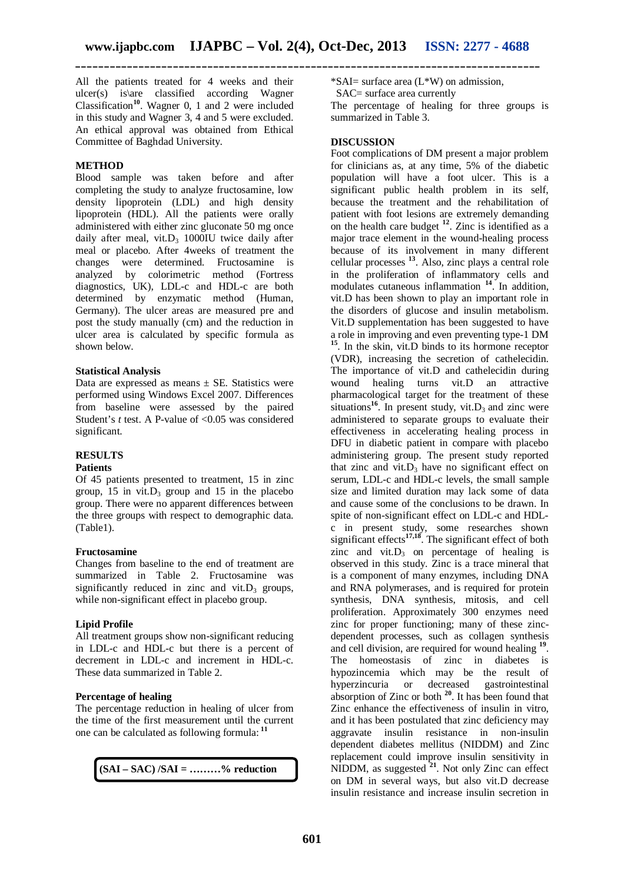All the patients treated for 4 weeks and their ulcer(s) is\are classified according Wagner Classification[10]. Wagner 0, 1 and 2 were included in this study and Wagner 3, 4 and 5 were excluded. An ethical approval was obtained from Ethical Committee of Baghdad University.

## METHOD

Blood sample was taken before and after completing the study to analyze fructosamine, low density lipoprotein (LDL) and high density lipoprotein (HDL). All the patients were orally administered with either zinc gluconate 50 mg once daily after meal, vit.$D_3$ 1000IU twice daily after meal or placebo. After 4weeks of treatment the changes were determined. Fructosamine is analyzed by colorimetric method (Fortress diagnostics, UK), LDL-c and HDL-c are both determined by enzymatic method (Human, Germany). The ulcer areas are measured pre and post the study manually (cm) and the reduction in ulcer area is calculated by specific formula as shown below.

### Statistical Analysis

Data are expressed as means ± SE. Statistics were performed using Windows Excel 2007. Differences from baseline were assessed by the paired Student's *t* test. A P-value of <0.05 was considered significant.

## RESULTS

### Patients

Of 45 patients presented to treatment, 15 in zinc group, 15 in vit.$D_3$ group and 15 in the placebo group. There were no apparent differences between the three groups with respect to demographic data. (Table1).

### Fructosamine

Changes from baseline to the end of treatment are summarized in Table 2. Fructosamine was significantly reduced in zinc and vit.$D_3$ groups, while non-significant effect in placebo group.

### Lipid Profile

All treatment groups show non-significant reducing in LDL-c and HDL-c but there is a percent of decrement in LDL-c and increment in HDL-c. These data summarized in Table 2.

### Percentage of healing

The percentage reduction in healing of ulcer from the time of the first measurement until the current one can be calculated as following formula: [11]

**(SAI – SAC) /SAI = ………% reduction**

*SAI= surface area (L*W) on admission,
SAC= surface area currently

The percentage of healing for three groups is summarized in Table 3.

## DISCUSSION

Foot complications of DM present a major problem for clinicians as, at any time, 5% of the diabetic population will have a foot ulcer. This is a significant public health problem in its self, because the treatment and the rehabilitation of patient with foot lesions are extremely demanding on the health care budget [12]. Zinc is identified as a major trace element in the wound-healing process because of its involvement in many different cellular processes [13]. Also, zinc plays a central role in the proliferation of inflammatory cells and modulates cutaneous inflammation [14]. In addition, vit.D has been shown to play an important role in the disorders of glucose and insulin metabolism. Vit.D supplementation has been suggested to have a role in improving and even preventing type-1 DM [15]. In the skin, vit.D binds to its hormone receptor (VDR), increasing the secretion of cathelecidin. The importance of vit.D and cathelecidin during wound healing turns vit.D an attractive pharmacological target for the treatment of these situations[16]. In present study, vit.$D_3$ and zinc were administered to separate groups to evaluate their effectiveness in accelerating healing process in DFU in diabetic patient in compare with placebo administering group. The present study reported that zinc and vit.$D_3$ have no significant effect on serum, LDL-c and HDL-c levels, the small sample size and limited duration may lack some of data and cause some of the conclusions to be drawn. In spite of non-significant effect on LDL-c and HDL-c in present study, some researches shown significant effects[17,18]. The significant effect of both zinc and vit.$D_3$ on percentage of healing is observed in this study. Zinc is a trace mineral that is a component of many enzymes, including DNA and RNA polymerases, and is required for protein synthesis, DNA synthesis, mitosis, and cell proliferation. Approximately 300 enzymes need zinc for proper functioning; many of these zinc-dependent processes, such as collagen synthesis and cell division, are required for wound healing [19]. The homeostasis of zinc in diabetes is hypozincemia which may be the result of hyperzincuria or decreased gastrointestinal absorption of Zinc or both [20]. It has been found that Zinc enhance the effectiveness of insulin in vitro, and it has been postulated that zinc deficiency may aggravate insulin resistance in non-insulin dependent diabetes mellitus (NIDDM) and Zinc replacement could improve insulin sensitivity in NIDDM, as suggested [21]. Not only Zinc can effect on DM in several ways, but also vit.D decrease insulin resistance and increase insulin secretion in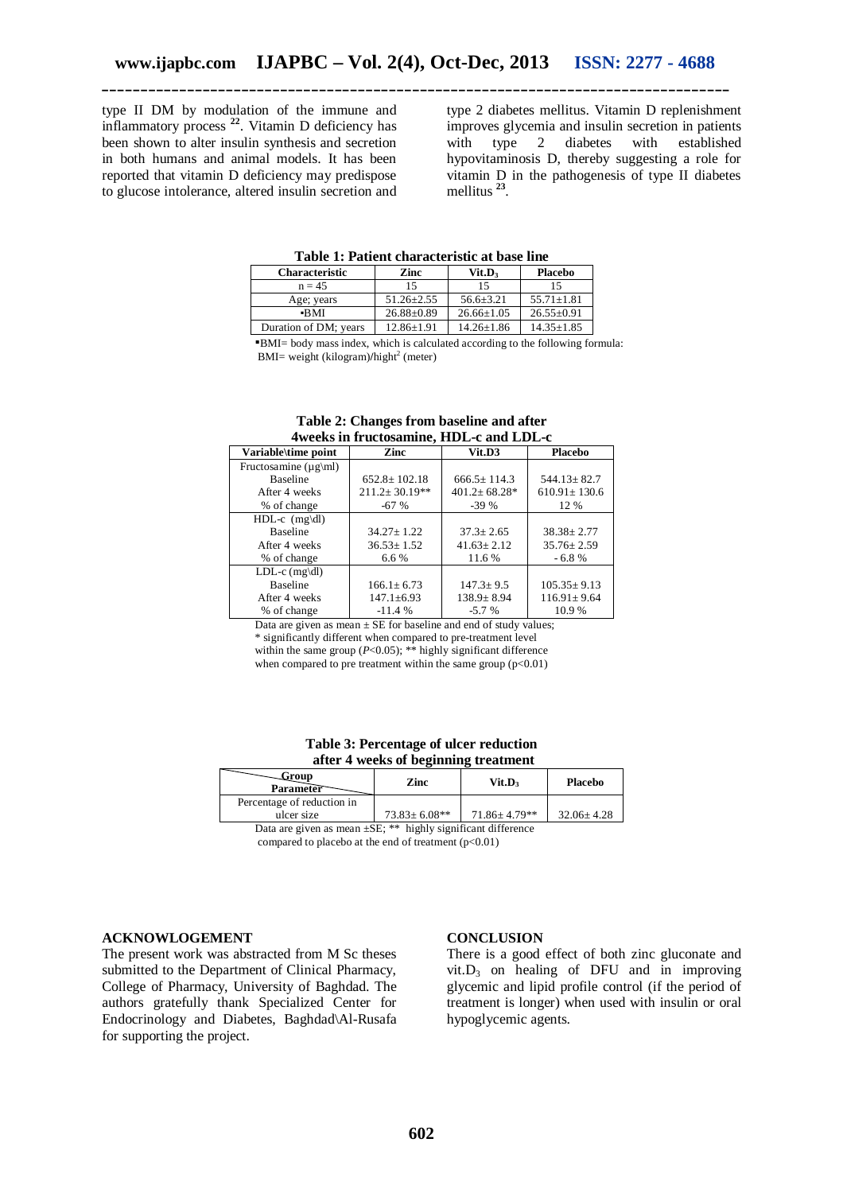type II DM by modulation of the immune and inflammatory process [22]. Vitamin D deficiency has been shown to alter insulin synthesis and secretion in both humans and animal models. It has been reported that vitamin D deficiency may predispose to glucose intolerance, altered insulin secretion and type 2 diabetes mellitus. Vitamin D replenishment improves glycemia and insulin secretion in patients with type 2 diabetes with established hypovitaminosis D, thereby suggesting a role for vitamin D in the pathogenesis of type II diabetes mellitus [23].

**Table 1: Patient characteristic at base line**

| Characteristic | Zinc | Vit.$D_3$ | Placebo |
|---|---|---|---|
| n = 45 | 15 | 15 | 15 |
| Age; years | 51.26±2.55 | 56.6±3.21 | 55.71±1.81 |
| ▪BMI | 26.88±0.89 | 26.66±1.05 | 26.55±0.91 |
| Duration of DM; years | 12.86±1.91 | 14.26±1.86 | 14.35±1.85 |

▪BMI= body mass index, which is calculated according to the following formula: BMI= weight (kilogram)/hight$^2$ (meter)

**Table 2: Changes from baseline and after 4weeks in fructosamine, HDL-c and LDL-c**

| Variable\time point | Zinc | Vit.D3 | Placebo |
|---|---|---|---|
| Fructosamine (µg\ml) | | | |
| Baseline | 652.8± 102.18 | 666.5± 114.3 | 544.13± 82.7 |
| After 4 weeks | 211.2± 30.19** | 401.2± 68.28* | 610.91± 130.6 |
| % of change | -67 % | -39 % | 12 % |
| HDL-c (mg\dl) | | | |
| Baseline | 34.27± 1.22 | 37.3± 2.65 | 38.38± 2.77 |
| After 4 weeks | 36.53± 1.52 | 41.63± 2.12 | 35.76± 2.59 |
| % of change | 6.6 % | 11.6 % | - 6.8 % |
| LDL-c (mg\dl) | | | |
| Baseline | 166.1± 6.73 | 147.3± 9.5 | 105.35± 9.13 |
| After 4 weeks | 147.1±6.93 | 138.9± 8.94 | 116.91± 9.64 |
| % of change | -11.4 % | -5.7 % | 10.9 % |

Data are given as mean ± SE for baseline and end of study values; * significantly different when compared to pre-treatment level within the same group ($P$<0.05); ** highly significant difference when compared to pre treatment within the same group (p<0.01)

**Table 3: Percentage of ulcer reduction after 4 weeks of beginning treatment**

| Group / Parameter | Zinc | Vit.$D_3$ | Placebo |
|---|---|---|---|
| Percentage of reduction in ulcer size | 73.83± 6.08** | 71.86± 4.79** | 32.06± 4.28 |

Data are given as mean ±SE; ** highly significant difference compared to placebo at the end of treatment (p<0.01)

## ACKNOWLOGEMENT

The present work was abstracted from M Sc theses submitted to the Department of Clinical Pharmacy, College of Pharmacy, University of Baghdad. The authors gratefully thank Specialized Center for Endocrinology and Diabetes, Baghdad\Al-Rusafa for supporting the project.

## CONCLUSION

There is a good effect of both zinc gluconate and vit.$D_3$ on healing of DFU and in improving glycemic and lipid profile control (if the period of treatment is longer) when used with insulin or oral hypoglycemic agents.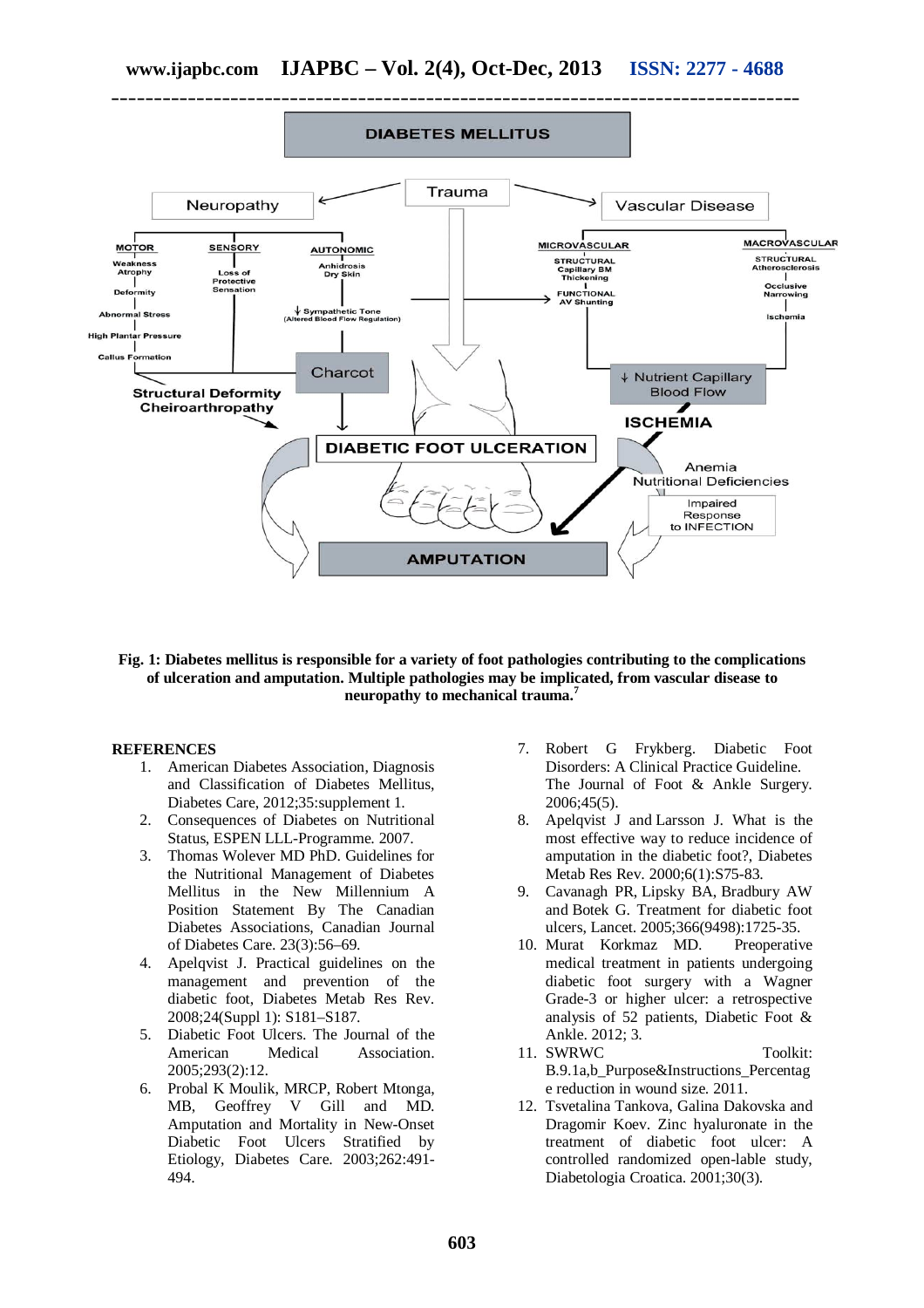Fig. 1: Diabetes mellitus is responsible for a variety of foot pathologies contributing to the complications of ulceration and amputation. Multiple pathologies may be implicated, from vascular disease to neuropathy to mechanical trauma.[7]

## REFERENCES

1. American Diabetes Association, Diagnosis and Classification of Diabetes Mellitus, Diabetes Care, 2012;35:supplement 1.
2. Consequences of Diabetes on Nutritional Status, ESPEN LLL-Programme. 2007.
3. Thomas Wolever MD PhD. Guidelines for the Nutritional Management of Diabetes Mellitus in the New Millennium A Position Statement By The Canadian Diabetes Associations, Canadian Journal of Diabetes Care. 23(3):56–69.
4. Apelqvist J. Practical guidelines on the management and prevention of the diabetic foot, Diabetes Metab Res Rev. 2008;24(Suppl 1): S181–S187.
5. Diabetic Foot Ulcers. The Journal of the American Medical Association. 2005;293(2):12.
6. Probal K Moulik, MRCP, Robert Mtonga, MB, Geoffrey V Gill and MD. Amputation and Mortality in New-Onset Diabetic Foot Ulcers Stratified by Etiology, Diabetes Care. 2003;262:491-494.
7. Robert G Frykberg. Diabetic Foot Disorders: A Clinical Practice Guideline. The Journal of Foot & Ankle Surgery. 2006;45(5).
8. Apelqvist J and Larsson J. What is the most effective way to reduce incidence of amputation in the diabetic foot?, Diabetes Metab Res Rev. 2000;6(1):S75-83.
9. Cavanagh PR, Lipsky BA, Bradbury AW and Botek G. Treatment for diabetic foot ulcers, Lancet. 2005;366(9498):1725-35.
10. Murat Korkmaz MD. Preoperative medical treatment in patients undergoing diabetic foot surgery with a Wagner Grade-3 or higher ulcer: a retrospective analysis of 52 patients, Diabetic Foot & Ankle. 2012; 3.
11. SWRWC Toolkit: B.9.1a,b_Purpose&Instructions_Percentage reduction in wound size. 2011.
12. Tsvetalina Tankova, Galina Dakovska and Dragomir Koev. Zinc hyaluronate in the treatment of diabetic foot ulcer: A controlled randomized open-lable study, Diabetologia Croatica. 2001;30(3).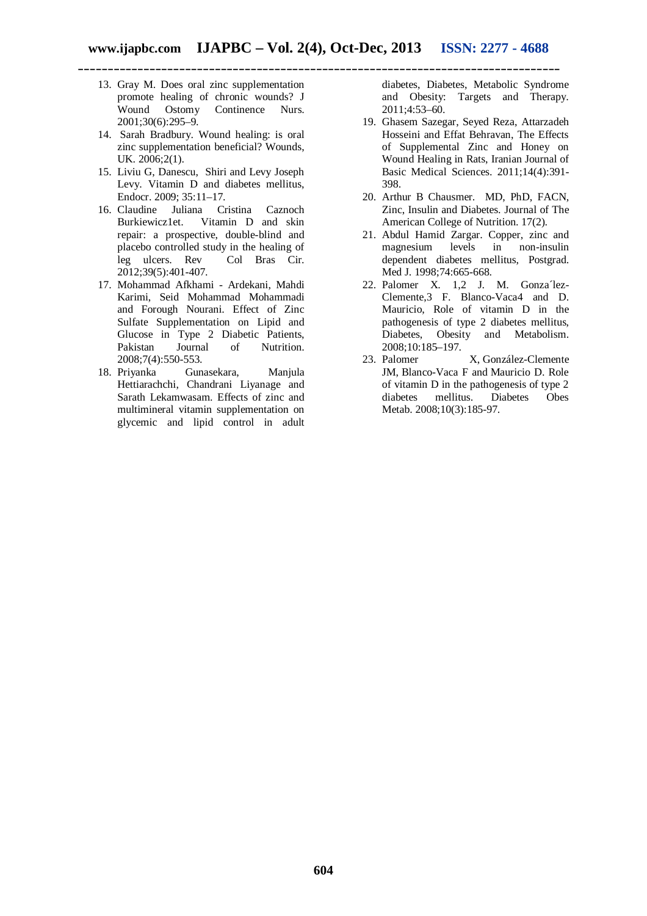13. Gray M. Does oral zinc supplementation promote healing of chronic wounds? J Wound Ostomy Continence Nurs. 2001;30(6):295–9.
14. Sarah Bradbury. Wound healing: is oral zinc supplementation beneficial? Wounds, UK. 2006;2(1).
15. Liviu G, Danescu, Shiri and Levy Joseph Levy. Vitamin D and diabetes mellitus, Endocr. 2009; 35:11–17.
16. Claudine Juliana Cristina Caznoch Burkiewicz1et. Vitamin D and skin repair: a prospective, double-blind and placebo controlled study in the healing of leg ulcers. Rev Col Bras Cir. 2012;39(5):401-407.
17. Mohammad Afkhami - Ardekani, Mahdi Karimi, Seid Mohammad Mohammadi and Forough Nourani. Effect of Zinc Sulfate Supplementation on Lipid and Glucose in Type 2 Diabetic Patients, Pakistan Journal of Nutrition. 2008;7(4):550-553.
18. Priyanka Gunasekara, Manjula Hettiarachchi, Chandrani Liyanage and Sarath Lekamwasam. Effects of zinc and multimineral vitamin supplementation on glycemic and lipid control in adult diabetes, Diabetes, Metabolic Syndrome and Obesity: Targets and Therapy. 2011;4:53–60.
19. Ghasem Sazegar, Seyed Reza, Attarzadeh Hosseini and Effat Behravan, The Effects of Supplemental Zinc and Honey on Wound Healing in Rats, Iranian Journal of Basic Medical Sciences. 2011;14(4):391-398.
20. Arthur B Chausmer. MD, PhD, FACN, Zinc, Insulin and Diabetes. Journal of The American College of Nutrition. 17(2).
21. Abdul Hamid Zargar. Copper, zinc and magnesium levels in non-insulin dependent diabetes mellitus, Postgrad. Med J. 1998;74:665-668.
22. Palomer X. 1,2 J. M. Gonza´lez-Clemente,3 F. Blanco-Vaca4 and D. Mauricio, Role of vitamin D in the pathogenesis of type 2 diabetes mellitus, Diabetes, Obesity and Metabolism. 2008;10:185–197.
23. Palomer X, González-Clemente JM, Blanco-Vaca F and Mauricio D. Role of vitamin D in the pathogenesis of type 2 diabetes mellitus. Diabetes Obes Metab. 2008;10(3):185-97.